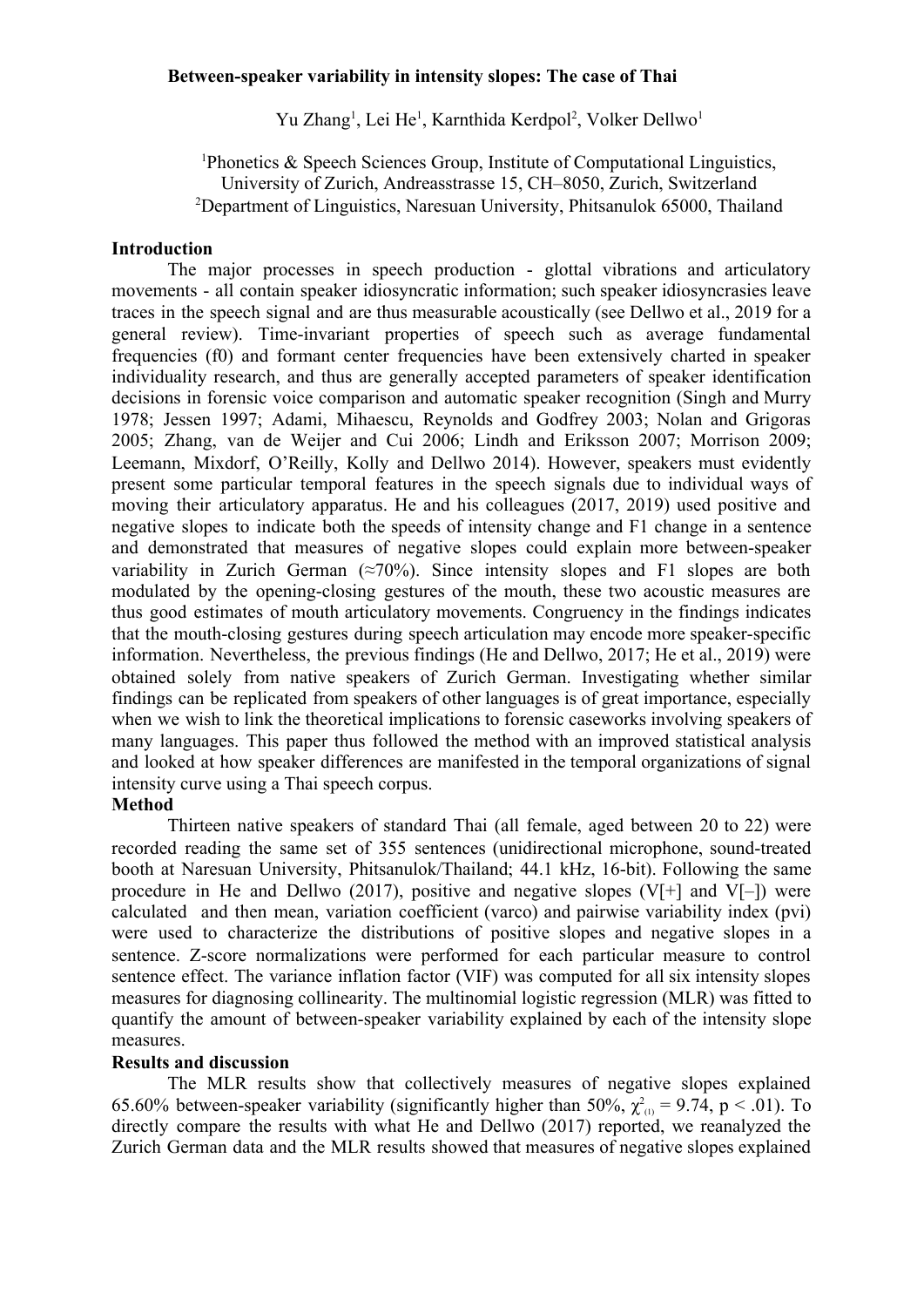# Between-speaker variability in intensity slopes: The case of Thai

Yu Zhang[1], Lei He[1], Karnthida Kerdpol[2], Volker Dellwo[1]

[1]Phonetics & Speech Sciences Group, Institute of Computational Linguistics, University of Zurich, Andreasstrasse 15, CH–8050, Zurich, Switzerland
[2]Department of Linguistics, Naresuan University, Phitsanulok 65000, Thailand

## Introduction

The major processes in speech production - glottal vibrations and articulatory movements - all contain speaker idiosyncratic information; such speaker idiosyncrasies leave traces in the speech signal and are thus measurable acoustically (see Dellwo et al., 2019 for a general review). Time-invariant properties of speech such as average fundamental frequencies (f0) and formant center frequencies have been extensively charted in speaker individuality research, and thus are generally accepted parameters of speaker identification decisions in forensic voice comparison and automatic speaker recognition (Singh and Murry 1978; Jessen 1997; Adami, Mihaescu, Reynolds and Godfrey 2003; Nolan and Grigoras 2005; Zhang, van de Weijer and Cui 2006; Lindh and Eriksson 2007; Morrison 2009; Leemann, Mixdorf, O'Reilly, Kolly and Dellwo 2014). However, speakers must evidently present some particular temporal features in the speech signals due to individual ways of moving their articulatory apparatus. He and his colleagues (2017, 2019) used positive and negative slopes to indicate both the speeds of intensity change and F1 change in a sentence and demonstrated that measures of negative slopes could explain more between-speaker variability in Zurich German (≈70%). Since intensity slopes and F1 slopes are both modulated by the opening-closing gestures of the mouth, these two acoustic measures are thus good estimates of mouth articulatory movements. Congruency in the findings indicates that the mouth-closing gestures during speech articulation may encode more speaker-specific information. Nevertheless, the previous findings (He and Dellwo, 2017; He et al., 2019) were obtained solely from native speakers of Zurich German. Investigating whether similar findings can be replicated from speakers of other languages is of great importance, especially when we wish to link the theoretical implications to forensic caseworks involving speakers of many languages. This paper thus followed the method with an improved statistical analysis and looked at how speaker differences are manifested in the temporal organizations of signal intensity curve using a Thai speech corpus.

## Method

Thirteen native speakers of standard Thai (all female, aged between 20 to 22) were recorded reading the same set of 355 sentences (unidirectional microphone, sound-treated booth at Naresuan University, Phitsanulok/Thailand; 44.1 kHz, 16-bit). Following the same procedure in He and Dellwo (2017), positive and negative slopes (V[+] and V[–]) were calculated and then mean, variation coefficient (varco) and pairwise variability index (pvi) were used to characterize the distributions of positive slopes and negative slopes in a sentence. Z-score normalizations were performed for each particular measure to control sentence effect. The variance inflation factor (VIF) was computed for all six intensity slopes measures for diagnosing collinearity. The multinomial logistic regression (MLR) was fitted to quantify the amount of between-speaker variability explained by each of the intensity slope measures.

## Results and discussion

The MLR results show that collectively measures of negative slopes explained 65.60% between-speaker variability (significantly higher than 50%, $\chi^2_{(1)} = 9.74$, $p < .01$). To directly compare the results with what He and Dellwo (2017) reported, we reanalyzed the Zurich German data and the MLR results showed that measures of negative slopes explained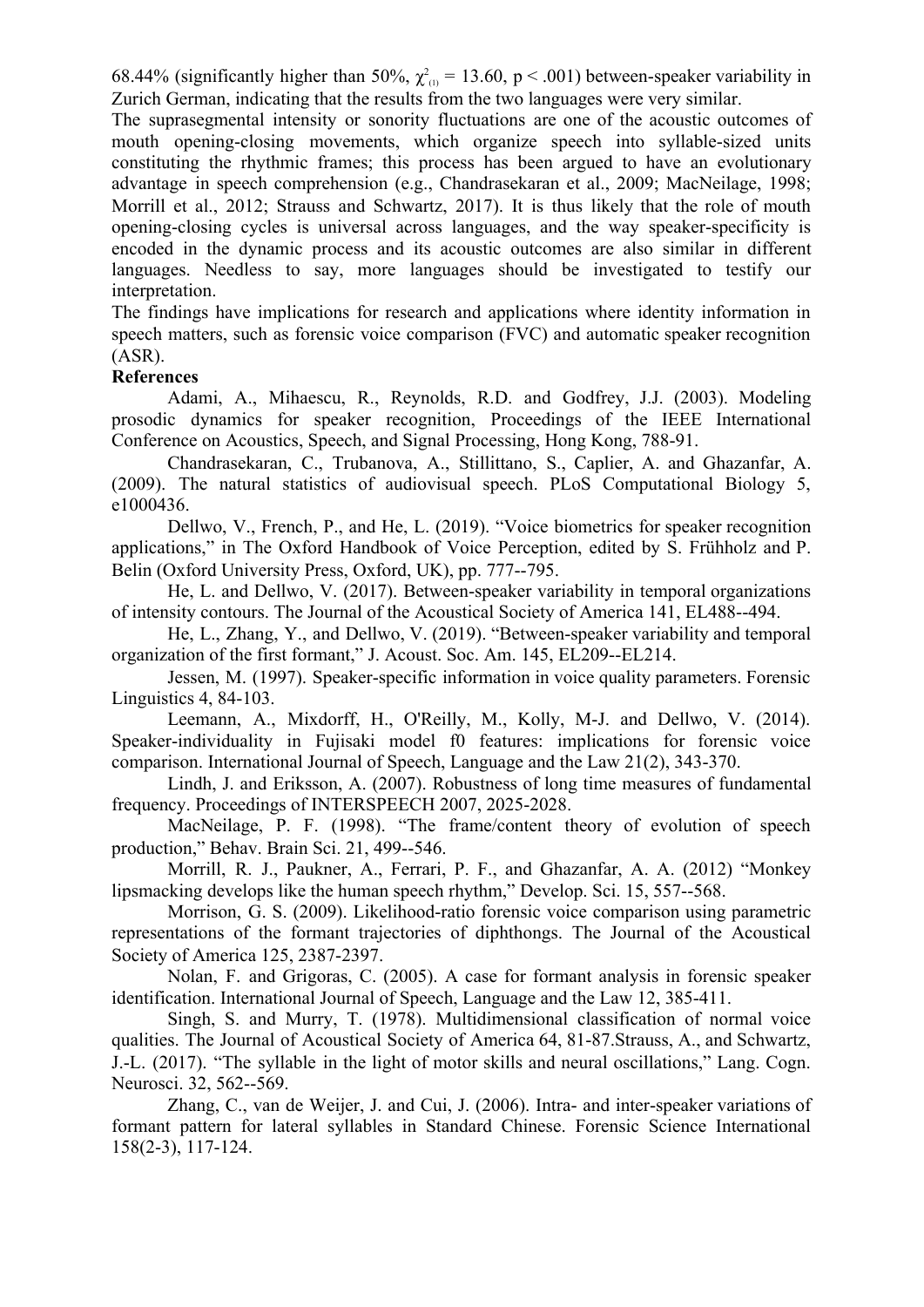68.44% (significantly higher than 50%, $\chi^2_{(1)} = 13.60$, $p < .001$) between-speaker variability in Zurich German, indicating that the results from the two languages were very similar.

The suprasegmental intensity or sonority fluctuations are one of the acoustic outcomes of mouth opening-closing movements, which organize speech into syllable-sized units constituting the rhythmic frames; this process has been argued to have an evolutionary advantage in speech comprehension (e.g., Chandrasekaran et al., 2009; MacNeilage, 1998; Morrill et al., 2012; Strauss and Schwartz, 2017). It is thus likely that the role of mouth opening-closing cycles is universal across languages, and the way speaker-specificity is encoded in the dynamic process and its acoustic outcomes are also similar in different languages. Needless to say, more languages should be investigated to testify our interpretation.

The findings have implications for research and applications where identity information in speech matters, such as forensic voice comparison (FVC) and automatic speaker recognition (ASR).

**References**

Adami, A., Mihaescu, R., Reynolds, R.D. and Godfrey, J.J. (2003). Modeling prosodic dynamics for speaker recognition, Proceedings of the IEEE International Conference on Acoustics, Speech, and Signal Processing, Hong Kong, 788-91.

Chandrasekaran, C., Trubanova, A., Stillittano, S., Caplier, A. and Ghazanfar, A. (2009). The natural statistics of audiovisual speech. PLoS Computational Biology 5, e1000436.

Dellwo, V., French, P., and He, L. (2019). "Voice biometrics for speaker recognition applications," in The Oxford Handbook of Voice Perception, edited by S. Frühholz and P. Belin (Oxford University Press, Oxford, UK), pp. 777--795.

He, L. and Dellwo, V. (2017). Between-speaker variability in temporal organizations of intensity contours. The Journal of the Acoustical Society of America 141, EL488--494.

He, L., Zhang, Y., and Dellwo, V. (2019). "Between-speaker variability and temporal organization of the first formant," J. Acoust. Soc. Am. 145, EL209--EL214.

Jessen, M. (1997). Speaker-specific information in voice quality parameters. Forensic Linguistics 4, 84-103.

Leemann, A., Mixdorff, H., O'Reilly, M., Kolly, M-J. and Dellwo, V. (2014). Speaker-individuality in Fujisaki model f0 features: implications for forensic voice comparison. International Journal of Speech, Language and the Law 21(2), 343-370.

Lindh, J. and Eriksson, A. (2007). Robustness of long time measures of fundamental frequency. Proceedings of INTERSPEECH 2007, 2025-2028.

MacNeilage, P. F. (1998). "The frame/content theory of evolution of speech production," Behav. Brain Sci. 21, 499--546.

Morrill, R. J., Paukner, A., Ferrari, P. F., and Ghazanfar, A. A. (2012) "Monkey lipsmacking develops like the human speech rhythm," Develop. Sci. 15, 557--568.

Morrison, G. S. (2009). Likelihood-ratio forensic voice comparison using parametric representations of the formant trajectories of diphthongs. The Journal of the Acoustical Society of America 125, 2387-2397.

Nolan, F. and Grigoras, C. (2005). A case for formant analysis in forensic speaker identification. International Journal of Speech, Language and the Law 12, 385-411.

Singh, S. and Murry, T. (1978). Multidimensional classification of normal voice qualities. The Journal of Acoustical Society of America 64, 81-87.Strauss, A., and Schwartz, J.-L. (2017). "The syllable in the light of motor skills and neural oscillations," Lang. Cogn. Neurosci. 32, 562--569.

Zhang, C., van de Weijer, J. and Cui, J. (2006). Intra- and inter-speaker variations of formant pattern for lateral syllables in Standard Chinese. Forensic Science International 158(2-3), 117-124.